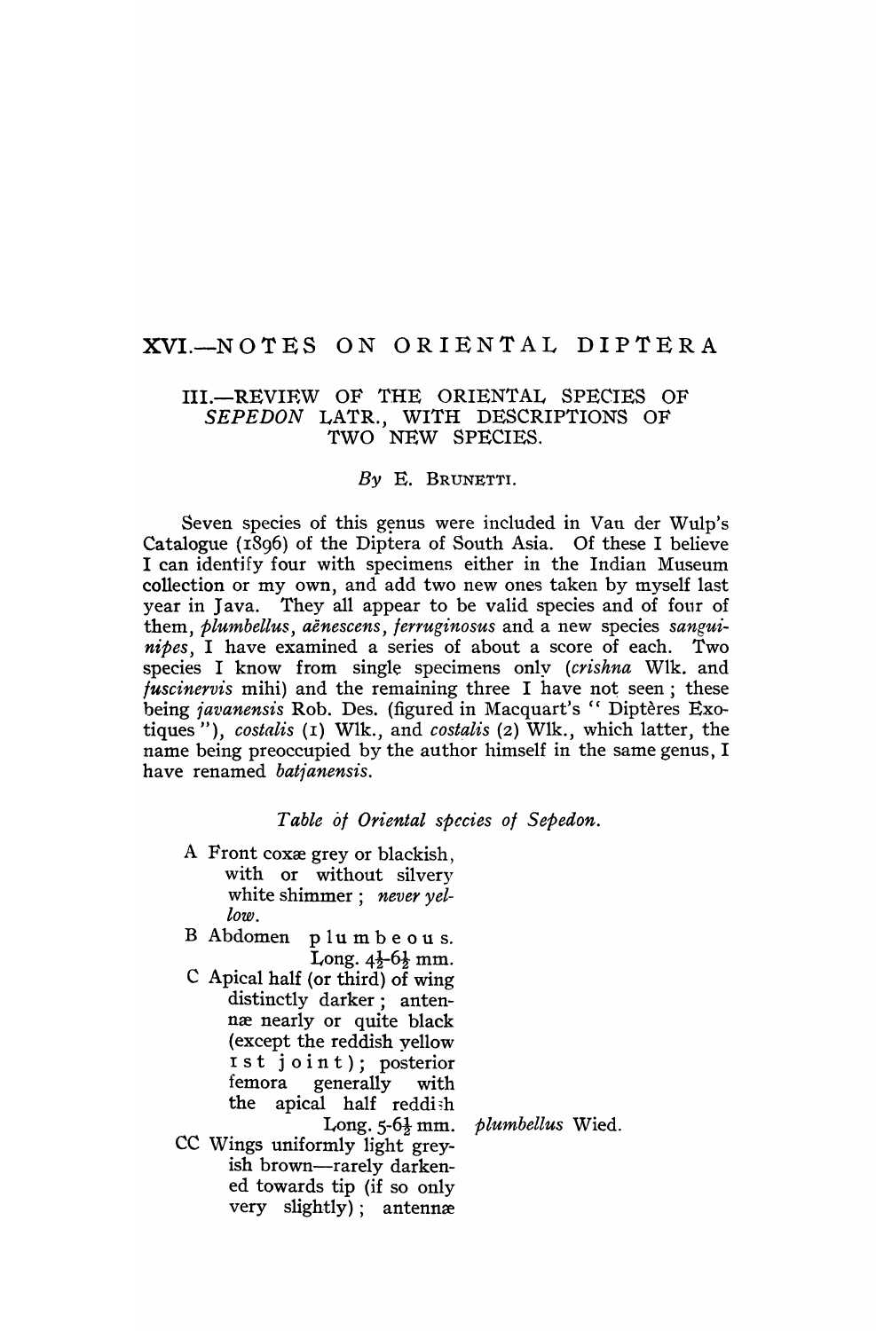# XVI.—NOTES ON ORIENTAL DIPTERA

## III.—REVIEW OF THE ORIENTAL SPECIES OF *SEPEDON* LATR., WITH DESCRIPTIONS OF TWO NEW SPECIES.

*By* E. BRUNETTI.

Seven species of this genus were included in Van der Wulp's Catalogue (1896) of the Diptera of South Asia. Of these I believe I can identify four with specimens either in the Indian Museum collection or my own, and add two new ones taken by myself last year in Java. They all appear to be valid species and of four of them, *plumbellus*, *aënescens*, *ferruginosus* and a new species *sanguinipes*, I have examined a series of about a score of each. Two species I know from single specimens only (*crishna* Wlk. and *fuscinervis* mihi) and the remaining three I have not seen; these being *javanensis* Rob. Des. (figured in Macquart's "Diptères Exotiques"), *costalis* (1) Wlk., and *costalis* (2) Wlk., which latter, the name being preoccupied by the author himself in the same genus, I have renamed *batjanensis*.

*Table of Oriental species of Sepedon.*

A Front coxæ grey or blackish, with or without silvery white shimmer; *never yellow*.

B Abdomen plumbeous. Long. $4\frac{1}{2}$-$6\frac{1}{2}$ mm.

C Apical half (or third) of wing distinctly darker; antennæ nearly or quite black (except the reddish yellow 1st joint); posterior femora generally with the apical half reddish. Long. 5-$6\frac{1}{2}$ mm. — *plumbellus* Wied.

CC Wings uniformly light greyish brown—rarely darkened towards tip (if so only very slightly); antennæ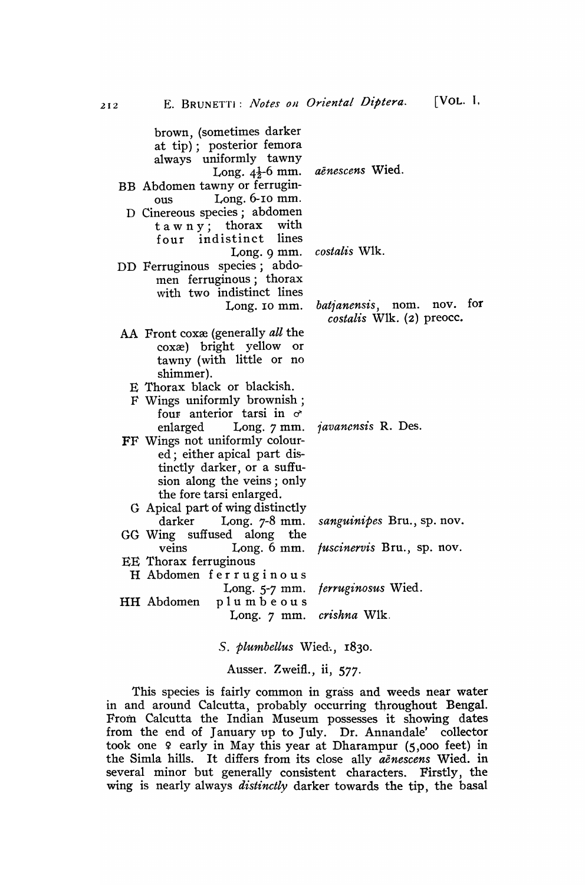brown, (sometimes darker at tip); posterior femora always uniformly tawny Long. 4½-6 mm. — *aënescens* Wied.

BB Abdomen tawny or ferruginous Long. 6-10 mm.

D Cinereous species; abdomen tawny; thorax with four indistinct lines Long. 9 mm. — *costalis* Wlk.

DD Ferruginous species; abdomen ferruginous; thorax with two indistinct lines Long. 10 mm. — *batjanensis*, nom. nov. for *costalis* Wlk. (2) preocc.

AA Front coxæ (generally *all* the coxæ) bright yellow or tawny (with little or no shimmer).

E Thorax black or blackish.

F Wings uniformly brownish; four anterior tarsi in ♂ enlarged Long. 7 mm. — *javanensis* R. Des.

FF Wings not uniformly coloured; either apical part distinctly darker, or a suffusion along the veins; only the fore tarsi enlarged.

G Apical part of wing distinctly darker Long. 7-8 mm. — *sanguinipes* Bru., sp. nov.

GG Wing suffused along the veins Long. 6 mm. — *fuscinervis* Bru., sp. nov.

EE Thorax ferruginous

H Abdomen ferruginous Long. 5-7 mm. — *ferruginosus* Wied.

HH Abdomen plumbeous Long. 7 mm. — *crishna* Wlk.

*S. plumbellus* Wied., 1830.

Ausser. Zweifl., ii, 577.

This species is fairly common in grass and weeds near water in and around Calcutta, probably occurring throughout Bengal. From Calcutta the Indian Museum possesses it showing dates from the end of January up to July. Dr. Annandale' collector took one ♀ early in May this year at Dharampur (5,000 feet) in the Simla hills. It differs from its close ally *aënescens* Wied. in several minor but generally consistent characters. Firstly, the wing is nearly always *distinctly* darker towards the tip, the basal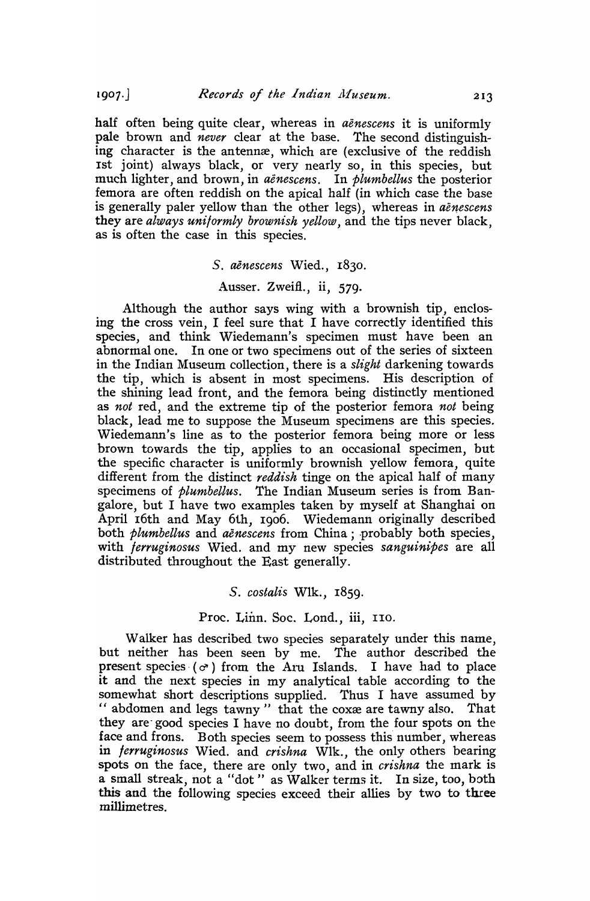half often being quite clear, whereas in *aënescens* it is uniformly pale brown and *never* clear at the base. The second distinguishing character is the antennæ, which are (exclusive of the reddish 1st joint) always black, or very nearly so, in this species, but much lighter, and brown, in *aënescens*. In *plumbellus* the posterior femora are often reddish on the apical half (in which case the base is generally paler yellow than the other legs), whereas in *aënescens* they are *always uniformly brownish yellow*, and the tips never black, as is often the case in this species.

### *S. aënescens* Wied., 1830.

Ausser. Zweifl., ii, 579.

Although the author says wing with a brownish tip, enclosing the cross vein, I feel sure that I have correctly identified this species, and think Wiedemann's specimen must have been an abnormal one. In one or two specimens out of the series of sixteen in the Indian Museum collection, there is a *slight* darkening towards the tip, which is absent in most specimens. His description of the shining lead front, and the femora being distinctly mentioned as *not* red, and the extreme tip of the posterior femora *not* being black, lead me to suppose the Museum specimens are this species. Wiedemann's line as to the posterior femora being more or less brown towards the tip, applies to an occasional specimen, but the specific character is uniformly brownish yellow femora, quite different from the distinct *reddish* tinge on the apical half of many specimens of *plumbellus*. The Indian Museum series is from Bangalore, but I have two examples taken by myself at Shanghai on April 16th and May 6th, 1906. Wiedemann originally described both *plumbellus* and *aënescens* from China; probably both species, with *ferruginosus* Wied. and my new species *sanguinipes* are all distributed throughout the East generally.

### *S. costalis* Wlk., 1859.

Proc. Linn. Soc. Lond., iii, 110.

Walker has described two species separately under this name, but neither has been seen by me. The author described the present species (♂) from the Aru Islands. I have had to place it and the next species in my analytical table according to the somewhat short descriptions supplied. Thus I have assumed by "abdomen and legs tawny" that the coxæ are tawny also. That they are good species I have no doubt, from the four spots on the face and frons. Both species seem to possess this number, whereas in *ferruginosus* Wied. and *crishna* Wlk., the only others bearing spots on the face, there are only two, and in *crishna* the mark is a small streak, not a "dot" as Walker terms it. In size, too, both this and the following species exceed their allies by two to three millimetres.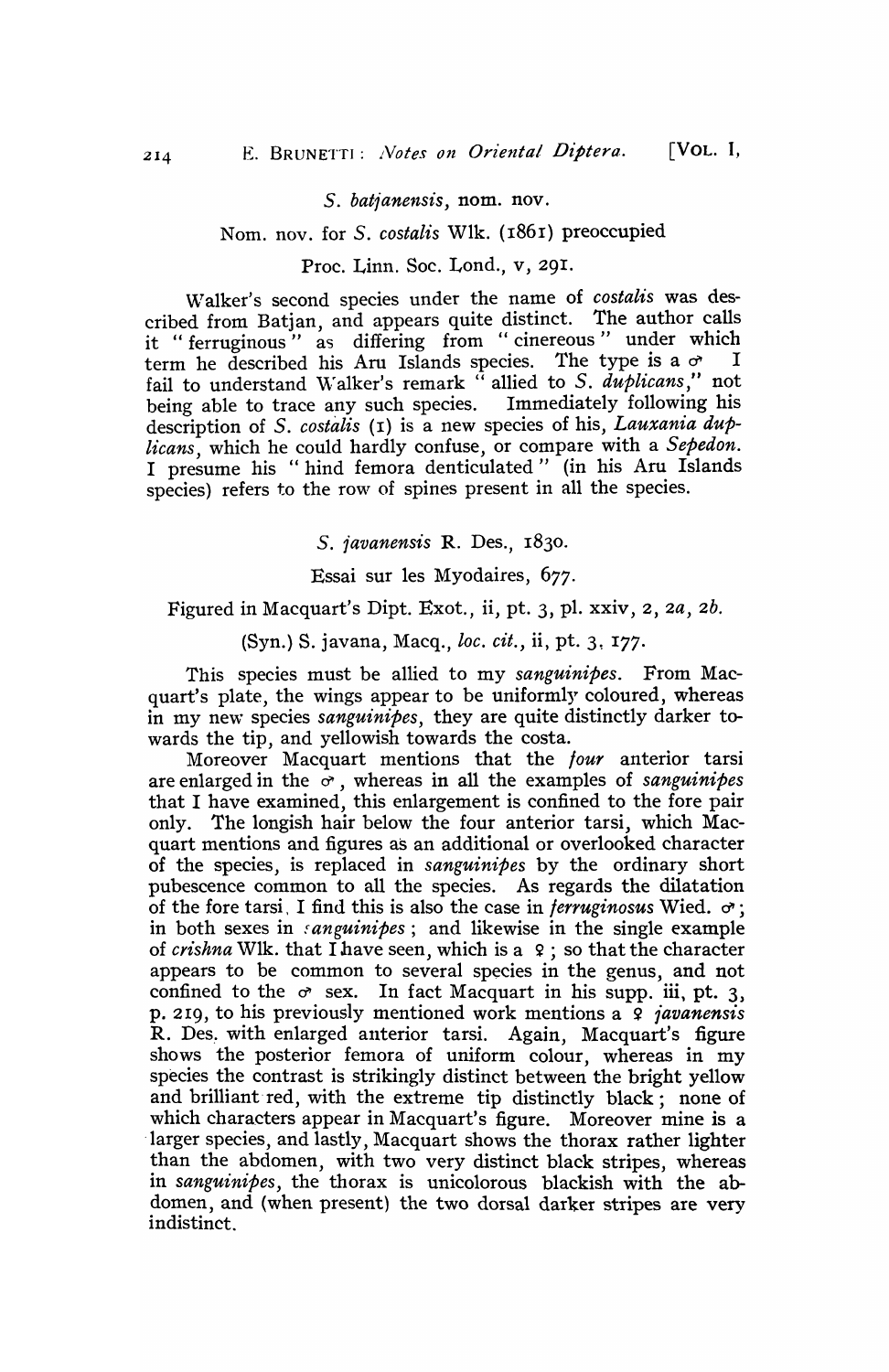*S. batjanensis*, nom. nov.

Nom. nov. for *S. costalis* Wlk. (1861) preoccupied

Proc. Linn. Soc. Lond., v, 291.

Walker's second species under the name of *costalis* was described from Batjan, and appears quite distinct. The author calls it "ferruginous" as differing from "cinereous" under which term he described his Aru Islands species. The type is a ♂ I fail to understand Walker's remark "allied to *S. duplicans*," not being able to trace any such species. Immediately following his description of *S. costalis* (1) is a new species of his, *Lauxania duplicans*, which he could hardly confuse, or compare with a *Sepedon*. I presume his "hind femora denticulated" (in his Aru Islands species) refers to the row of spines present in all the species.

*S. javanensis* R. Des., 1830.

Essai sur les Myodaires, 677.

Figured in Macquart's Dipt. Exot., ii, pt. 3, pl. xxiv, 2, 2*a*, 2*b*.

(Syn.) S. javana, Macq., *loc. cit.*, ii, pt. 3, 177.

This species must be allied to my *sanguinipes*. From Macquart's plate, the wings appear to be uniformly coloured, whereas in my new species *sanguinipes*, they are quite distinctly darker towards the tip, and yellowish towards the costa.

Moreover Macquart mentions that the *four* anterior tarsi are enlarged in the ♂, whereas in all the examples of *sanguinipes* that I have examined, this enlargement is confined to the fore pair only. The longish hair below the four anterior tarsi, which Macquart mentions and figures as an additional or overlooked character of the species, is replaced in *sanguinipes* by the ordinary short pubescence common to all the species. As regards the dilatation of the fore tarsi, I find this is also the case in *ferruginosus* Wied. ♂; in both sexes in *sanguinipes*; and likewise in the single example of *crishna* Wlk. that I have seen, which is a ♀; so that the character appears to be common to several species in the genus, and not confined to the ♂ sex. In fact Macquart in his supp. iii, pt. 3, p. 219, to his previously mentioned work mentions a ♀ *javanensis* R. Des. with enlarged anterior tarsi. Again, Macquart's figure shows the posterior femora of uniform colour, whereas in my species the contrast is strikingly distinct between the bright yellow and brilliant red, with the extreme tip distinctly black; none of which characters appear in Macquart's figure. Moreover mine is a larger species, and lastly, Macquart shows the thorax rather lighter than the abdomen, with two very distinct black stripes, whereas in *sanguinipes*, the thorax is unicolorous blackish with the abdomen, and (when present) the two dorsal darker stripes are very indistinct.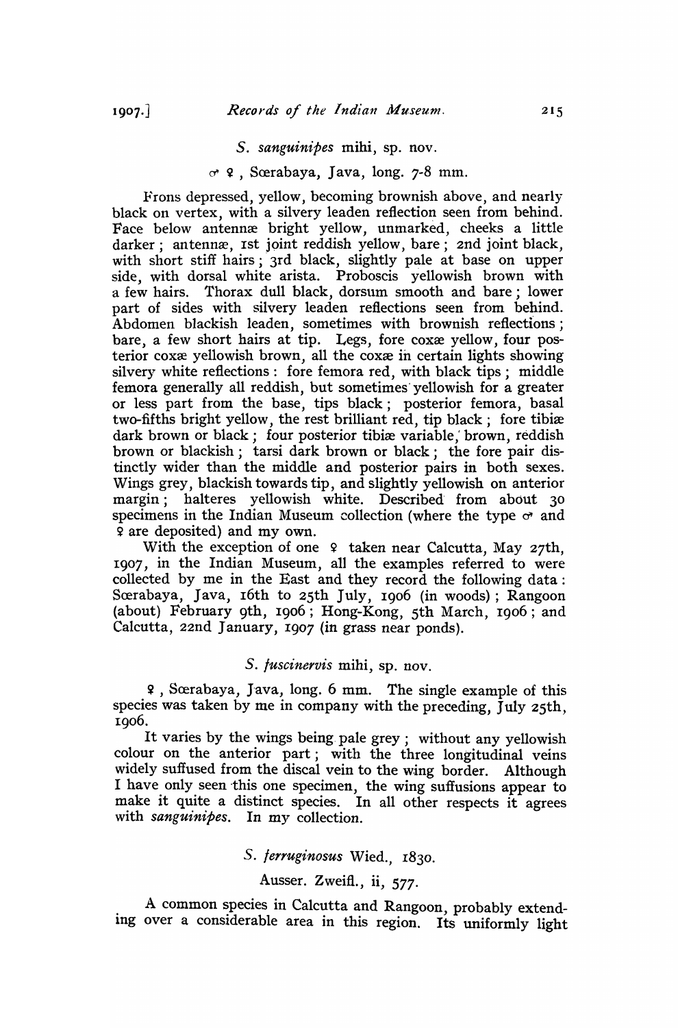### *S. sanguinipes* mihi, sp. nov.

♂ ♀, Sœrabaya, Java, long. 7-8 mm.

Frons depressed, yellow, becoming brownish above, and nearly black on vertex, with a silvery leaden reflection seen from behind. Face below antennæ bright yellow, unmarked, cheeks a little darker; antennæ, 1st joint reddish yellow, bare; 2nd joint black, with short stiff hairs; 3rd black, slightly pale at base on upper side, with dorsal white arista. Proboscis yellowish brown with a few hairs. Thorax dull black, dorsum smooth and bare; lower part of sides with silvery leaden reflections seen from behind. Abdomen blackish leaden, sometimes with brownish reflections; bare, a few short hairs at tip. Legs, fore coxæ yellow, four posterior coxæ yellowish brown, all the coxæ in certain lights showing silvery white reflections: fore femora red, with black tips; middle femora generally all reddish, but sometimes yellowish for a greater or less part from the base, tips black; posterior femora, basal two-fifths bright yellow, the rest brilliant red, tip black; fore tibiæ dark brown or black; four posterior tibiæ variable, brown, reddish brown or blackish; tarsi dark brown or black; the fore pair distinctly wider than the middle and posterior pairs in both sexes. Wings grey, blackish towards tip, and slightly yellowish on anterior margin; halteres yellowish white. Described from about 30 specimens in the Indian Museum collection (where the type ♂ and ♀ are deposited) and my own.

With the exception of one ♀ taken near Calcutta, May 27th, 1907, in the Indian Museum, all the examples referred to were collected by me in the East and they record the following data: Sœrabaya, Java, 16th to 25th July, 1906 (in woods); Rangoon (about) February 9th, 1906; Hong-Kong, 5th March, 1906; and Calcutta, 22nd January, 1907 (in grass near ponds).

### *S. fuscinervis* mihi, sp. nov.

♀, Sœrabaya, Java, long. 6 mm. The single example of this species was taken by me in company with the preceding, July 25th, 1906.

It varies by the wings being pale grey; without any yellowish colour on the anterior part; with the three longitudinal veins widely suffused from the discal vein to the wing border. Although I have only seen this one specimen, the wing suffusions appear to make it quite a distinct species. In all other respects it agrees with *sanguinipes*. In my collection.

### *S. ferruginosus* Wied., 1830.

Ausser. Zweifl., ii, 577.

A common species in Calcutta and Rangoon, probably extending over a considerable area in this region. Its uniformly light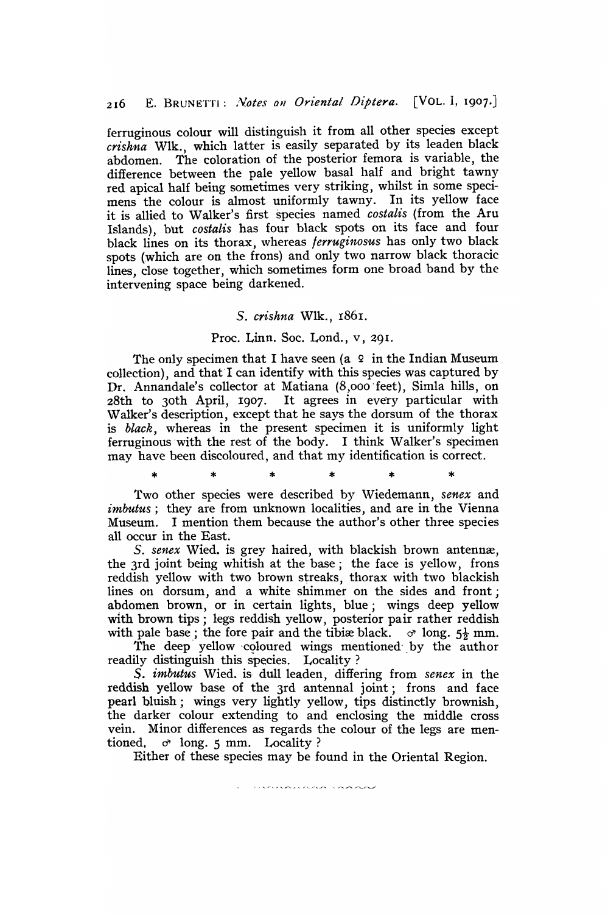ferruginous colour will distinguish it from all other species except *crishna* Wlk., which latter is easily separated by its leaden black abdomen. The coloration of the posterior femora is variable, the difference between the pale yellow basal half and bright tawny red apical half being sometimes very striking, whilst in some specimens the colour is almost uniformly tawny. In its yellow face it is allied to Walker's first species named *costalis* (from the Aru Islands), but *costalis* has four black spots on its face and four black lines on its thorax, whereas *ferruginosus* has only two black spots (which are on the frons) and only two narrow black thoracic lines, close together, which sometimes form one broad band by the intervening space being darkened.

### *S. crishna* Wlk., 1861.

Proc. Linn. Soc. Lond., v, 291.

The only specimen that I have seen (a ♀ in the Indian Museum collection), and that I can identify with this species was captured by Dr. Annandale's collector at Matiana (8,000 feet), Simla hills, on 28th to 30th April, 1907. It agrees in every particular with Walker's description, except that he says the dorsum of the thorax is *black*, whereas in the present specimen it is uniformly light ferruginous with the rest of the body. I think Walker's specimen may have been discoloured, and that my identification is correct.

\*　　\*　　\*　　\*　　\*　　\*

Two other species were described by Wiedemann, *senex* and *imbutus*; they are from unknown localities, and are in the Vienna Museum. I mention them because the author's other three species all occur in the East.

*S. senex* Wied. is grey haired, with blackish brown antennæ, the 3rd joint being whitish at the base; the face is yellow, frons reddish yellow with two brown streaks, thorax with two blackish lines on dorsum, and a white shimmer on the sides and front; abdomen brown, or in certain lights, blue; wings deep yellow with brown tips; legs reddish yellow, posterior pair rather reddish with pale base; the fore pair and the tibiæ black. ♂ long. 5½ mm.

The deep yellow coloured wings mentioned by the author readily distinguish this species. Locality ?

*S. imbutus* Wied. is dull leaden, differing from *senex* in the reddish yellow base of the 3rd antennal joint; frons and face pearl bluish; wings very lightly yellow, tips distinctly brownish, the darker colour extending to and enclosing the middle cross vein. Minor differences as regards the colour of the legs are mentioned. ♂ long. 5 mm. Locality ?

Either of these species may be found in the Oriental Region.